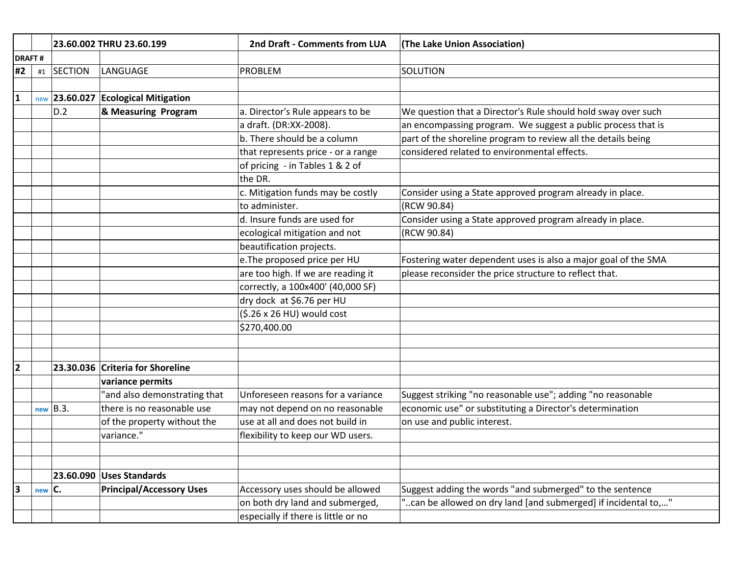| | | 23.60.002 THRU 23.60.199 | | 2nd Draft - Comments from LUA | (The Lake Union Association) |
|---|---|---|---|---|---|
| **DRAFT #** | | | | | |
| **#2** | #1 | SECTION | LANGUAGE | PROBLEM | SOLUTION |
| **1** | new | **23.60.027** D.2 | **Ecological Mitigation & Measuring Program** | a. Director's Rule appears to be a draft. (DR:XX-2008). b. There should be a column that represents price - or a range of pricing - in Tables 1 & 2 of the DR. | We question that a Director's Rule should hold sway over such an encompassing program. We suggest a public process that is part of the shoreline program to review all the details being considered related to environmental effects. |
| | | | | c. Mitigation funds may be costly to administer. | Consider using a State approved program already in place. (RCW 90.84) |
| | | | | d. Insure funds are used for ecological mitigation and not beautification projects. | Consider using a State approved program already in place. (RCW 90.84) |
| | | | | e.The proposed price per HU are too high. If we are reading it correctly, a 100x400' (40,000 SF) dry dock at $6.76 per HU ($.26 x 26 HU) would cost $270,400.00 | Fostering water dependent uses is also a major goal of the SMA please reconsider the price structure to reflect that. |
| **2** | new | **23.30.036** B.3. | **Criteria for Shoreline variance permits** "and also demonstrating that there is no reasonable use of the property without the variance." | Unforeseen reasons for a variance may not depend on no reasonable use at all and does not build in flexibility to keep our WD users. | Suggest striking "no reasonable use"; adding "no reasonable economic use" or substituting a Director's determination on use and public interest. |
| **3** | new | **23.60.090** **C.** | **Uses Standards** **Principal/Accessory Uses** | Accessory uses should be allowed on both dry land and submerged, especially if there is little or no | Suggest adding the words "and submerged" to the sentence "..can be allowed on dry land [and submerged] if incidental to,..." |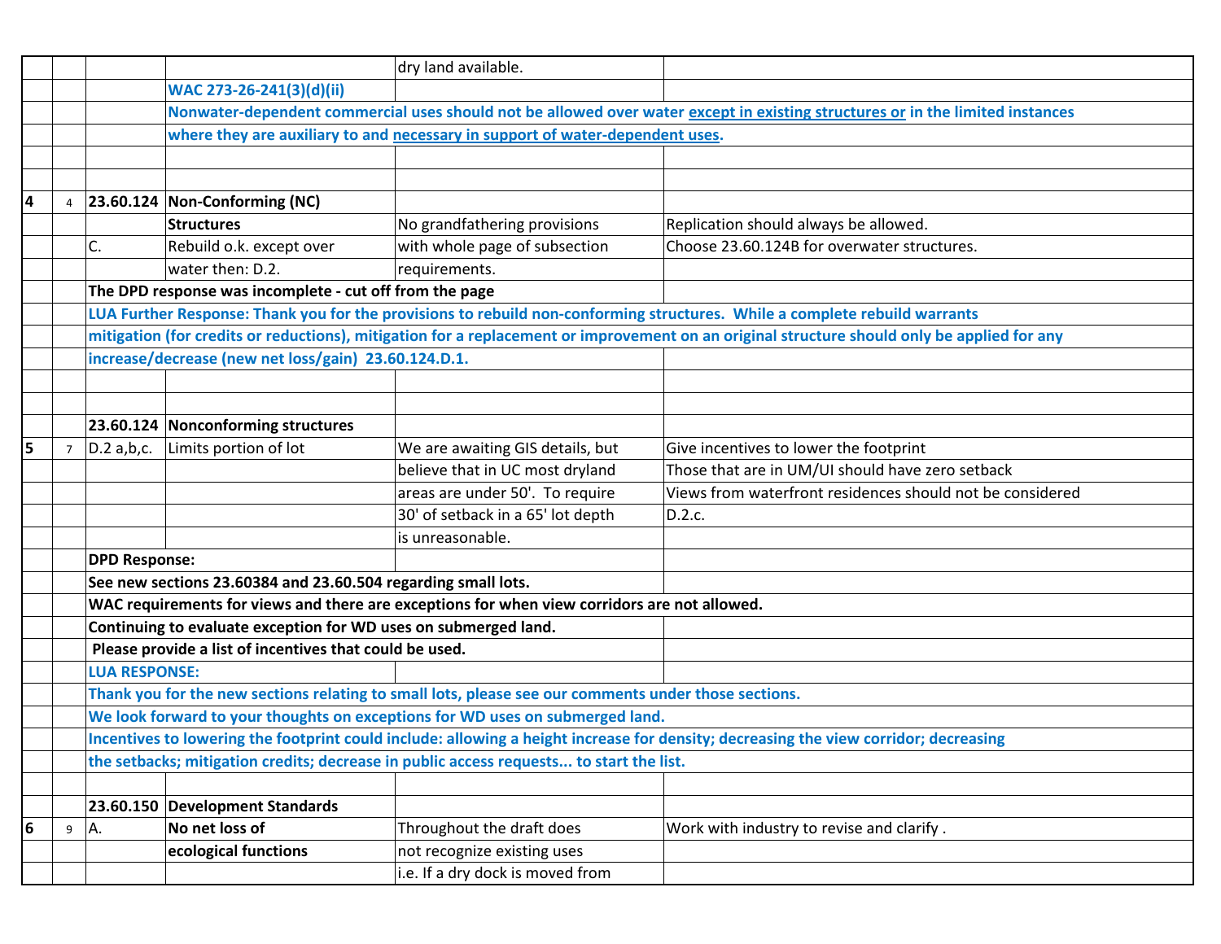| | | | | | |
|---|---|---|---|---|---|
| | | | | dry land available. | |
| | | | **WAC 273-26-241(3)(d)(ii)** | | |
| | | | **Nonwater-dependent commercial uses should not be allowed over water except in existing structures or in the limited instances** | | |
| | | | **where they are auxiliary to and necessary in support of water-dependent uses.** | | |
| | | | | | |
| | | | | | |
| **4** | 4 | **23.60.124** | **Non-Conforming (NC)** | | |
| | | | **Structures** | No grandfathering provisions | Replication should always be allowed. |
| | | C. | Rebuild o.k. except over | with whole page of subsection | Choose 23.60.124B for overwater structures. |
| | | | water then: D.2. | requirements. | |
| | | **The DPD response was incomplete - cut off from the page** | | | |
| | | **LUA Further Response: Thank you for the provisions to rebuild non-conforming structures. While a complete rebuild warrants** | | | |
| | | **mitigation (for credits or reductions), mitigation for a replacement or improvement on an original structure should only be applied for any** | | | |
| | | **increase/decrease (new net loss/gain) 23.60.124.D.1.** | | | |
| | | | | | |
| | | | | | |
| | | **23.60.124** | **Nonconforming structures** | | |
| **5** | 7 | D.2 a,b,c. | Limits portion of lot | We are awaiting GIS details, but | Give incentives to lower the footprint |
| | | | | believe that in UC most dryland | Those that are in UM/UI should have zero setback |
| | | | | areas are under 50'. To require | Views from waterfront residences should not be considered |
| | | | | 30' of setback in a 65' lot depth | D.2.c. |
| | | | | is unreasonable. | |
| | | **DPD Response:** | | | |
| | | **See new sections 23.60384 and 23.60.504 regarding small lots.** | | | |
| | | **WAC requirements for views and there are exceptions for when view corridors are not allowed.** | | | |
| | | **Continuing to evaluate exception for WD uses on submerged land.** | | | |
| | | **Please provide a list of incentives that could be used.** | | | |
| | | **LUA RESPONSE:** | | | |
| | | **Thank you for the new sections relating to small lots, please see our comments under those sections.** | | | |
| | | **We look forward to your thoughts on exceptions for WD uses on submerged land.** | | | |
| | | **Incentives to lowering the footprint could include: allowing a height increase for density; decreasing the view corridor; decreasing** | | | |
| | | **the setbacks; mitigation credits; decrease in public access requests... to start the list.** | | | |
| | | | | | |
| | | **23.60.150** | **Development Standards** | | |
| **6** | 9 | A. | **No net loss of** | Throughout the draft does | Work with industry to revise and clarify . |
| | | | **ecological functions** | not recognize existing uses | |
| | | | | i.e. If a dry dock is moved from | |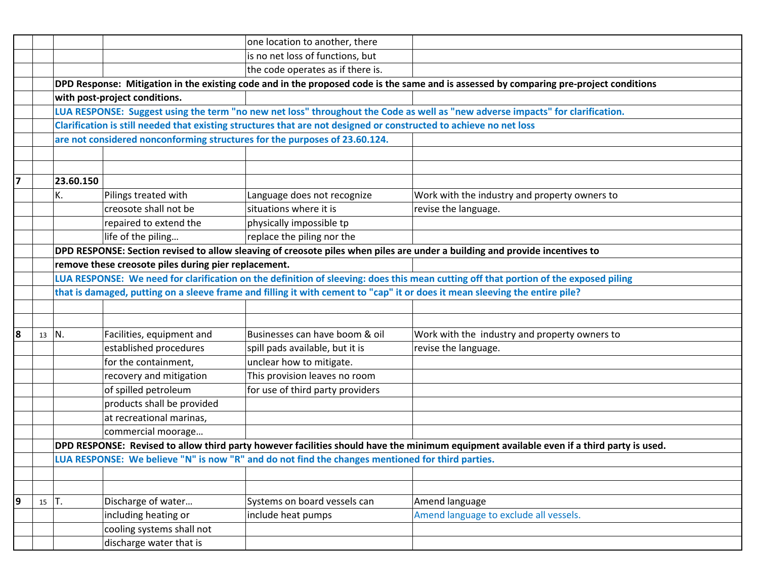| | | | | | |
|---|---|---|---|---|---|
| | | | | one location to another, there | |
| | | | | is no net loss of functions, but | |
| | | | | the code operates as if there is. | |
| | | **DPD Response: Mitigation in the existing code and in the proposed code is the same and is assessed by comparing pre-project conditions with post-project conditions.** | | | |
| | | **LUA RESPONSE: Suggest using the term "no new net loss" throughout the Code as well as "new adverse impacts" for clarification. Clarification is still needed that existing structures that are not designed or constructed to achieve no net loss are not considered nonconforming structures for the purposes of 23.60.124.** | | | |
| | | | | | |
| | | | | | |
| **7** | | **23.60.150** | | | |
| | | K. | Pilings treated with creosote shall not be repaired to extend the life of the piling… | Language does not recognize situations where it is physically impossible tp replace the piling nor the | Work with the industry and property owners to revise the language. |
| | | **DPD RESPONSE: Section revised to allow sleaving of creosote piles when piles are under a building and provide incentives to remove these creosote piles during pier replacement.** | | | |
| | | **LUA RESPONSE: We need for clarification on the definition of sleeving: does this mean cutting off that portion of the exposed piling that is damaged, putting on a sleeve frame and filling it with cement to "cap" it or does it mean sleeving the entire pile?** | | | |
| | | | | | |
| | | | | | |
| **8** | 13 | N. | Facilities, equipment and established procedures for the containment, recovery and mitigation of spilled petroleum products shall be provided at recreational marinas, commercial moorage… | Businesses can have boom & oil spill pads available, but it is unclear how to mitigate. This provision leaves no room for use of third party providers | Work with the industry and property owners to revise the language. |
| | | **DPD RESPONSE: Revised to allow third party however facilities should have the minimum equipment available even if a third party is used.** | | | |
| | | **LUA RESPONSE: We believe "N" is now "R" and do not find the changes mentioned for third parties.** | | | |
| | | | | | |
| | | | | | |
| **9** | 15 | T. | Discharge of water… including heating or cooling systems shall not discharge water that is | Systems on board vessels can include heat pumps | Amend language<br>Amend language to exclude all vessels. |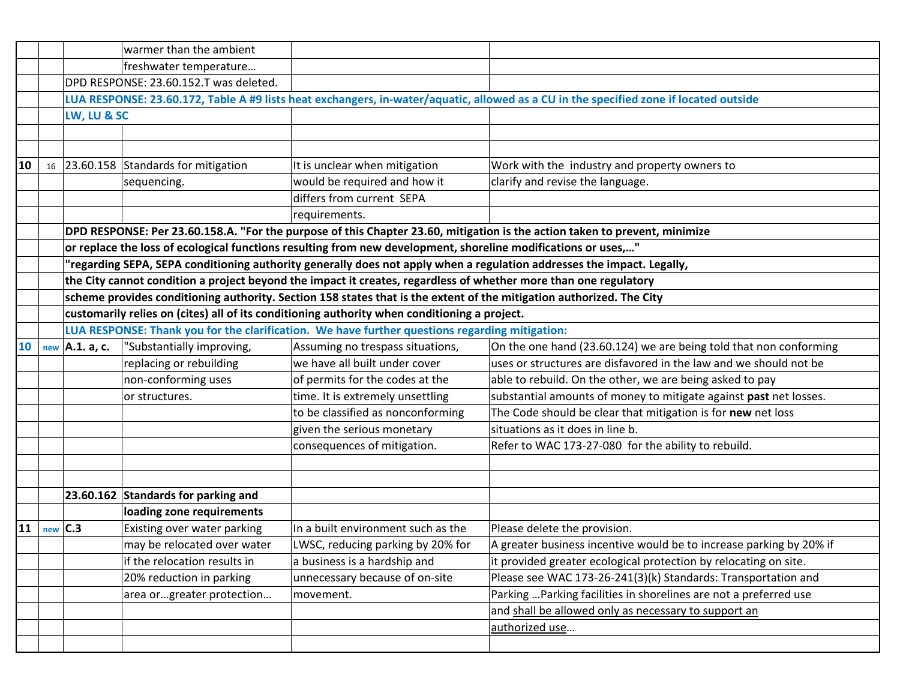| | | | | | |
|---|---|---|---|---|---|
| | | | warmer than the ambient freshwater temperature… | | |
| | | DPD RESPONSE: 23.60.152.T was deleted. | | | |
| | | **LUA RESPONSE: 23.60.172, Table A #9 lists heat exchangers, in-water/aquatic, allowed as a CU in the specified zone if located outside LW, LU & SC** | | | |
| | | | | | |
| | | | | | |
| **10** | 16 | 23.60.158 | Standards for mitigation sequencing. | It is unclear when mitigation would be required and how it differs from current SEPA requirements. | Work with the industry and property owners to clarify and revise the language. |
| | | **DPD RESPONSE: Per 23.60.158.A. "For the purpose of this Chapter 23.60, mitigation is the action taken to prevent, minimize or replace the loss of ecological functions resulting from new development, shoreline modifications or uses,…" "regarding SEPA, SEPA conditioning authority generally does not apply when a regulation addresses the impact. Legally, the City cannot condition a project beyond the impact it creates, regardless of whether more than one regulatory scheme provides conditioning authority. Section 158 states that is the extent of the mitigation authorized. The City customarily relies on (cites) all of its conditioning authority when conditioning a project.** | | | |
| | | **LUA RESPONSE: Thank you for the clarification. We have further questions regarding mitigation:** | | | |
| **10** | **new** | **A.1. a, c.** | "Substantially improving, replacing or rebuilding non-conforming uses or structures. | Assuming no trespass situations, we have all built under cover of permits for the codes at the time. It is extremely unsettling to be classified as nonconforming given the serious monetary consequences of mitigation. | On the one hand (23.60.124) we are being told that non conforming uses or structures are disfavored in the law and we should not be able to rebuild. On the other, we are being asked to pay substantial amounts of money to mitigate against **past** net losses. The Code should be clear that mitigation is for **new** net loss situations as it does in line b. Refer to WAC 173-27-080 for the ability to rebuild. |
| | | | | | |
| | | | | | |
| | | **23.60.162** | **Standards for parking and loading zone requirements** | | |
| **11** | **new** | **C.3** | Existing over water parking may be relocated over water if the relocation results in 20% reduction in parking area or…greater protection… | In a built environment such as the LWSC, reducing parking by 20% for a business is a hardship and unnecessary because of on-site movement. | Please delete the provision. A greater business incentive would be to increase parking by 20% if it provided greater ecological protection by relocating on site. Please see WAC 173-26-241(3)(k) Standards: Transportation and Parking …Parking facilities in shorelines are not a preferred use and <u>shall be allowed only as necessary to support an authorized use</u>… |
| | | | | | |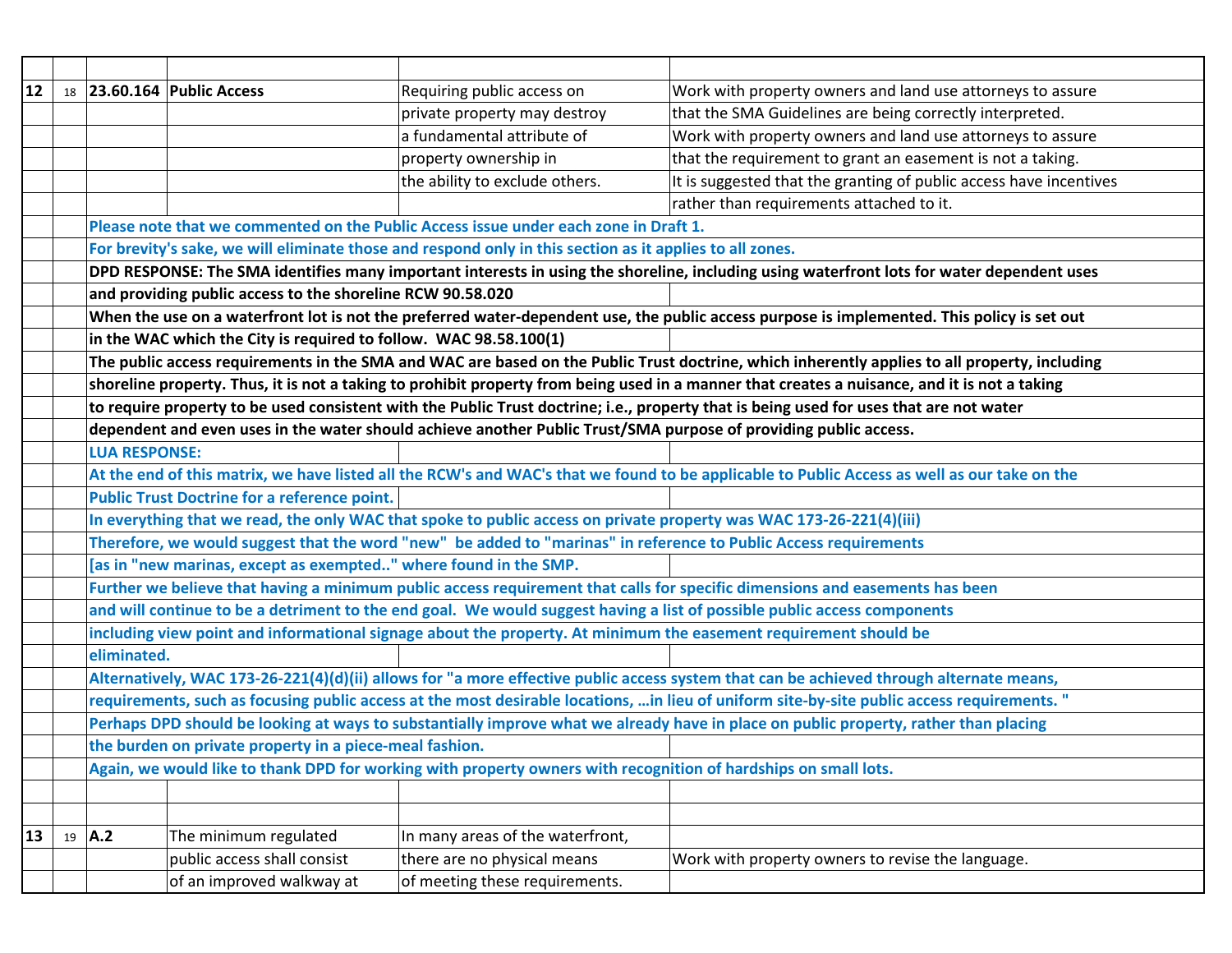| | | | | | |
|---|---|---|---|---|---|
| **12** | 18 | **23.60.164** | **Public Access** | Requiring public access on private property may destroy a fundamental attribute of property ownership in the ability to exclude others. | Work with property owners and land use attorneys to assure that the SMA Guidelines are being correctly interpreted. Work with property owners and land use attorneys to assure that the requirement to grant an easement is not a taking. It is suggested that the granting of public access have incentives rather than requirements attached to it. |
| | | **Please note that we commented on the Public Access issue under each zone in Draft 1. For brevity's sake, we will eliminate those and respond only in this section as it applies to all zones.** | | | |
| | | **DPD RESPONSE: The SMA identifies many important interests in using the shoreline, including using waterfront lots for water dependent uses and providing public access to the shoreline RCW 90.58.020** | | | |
| | | **When the use on a waterfront lot is not the preferred water-dependent use, the public access purpose is implemented. This policy is set out in the WAC which the City is required to follow. WAC 98.58.100(1)** | | | |
| | | **The public access requirements in the SMA and WAC are based on the Public Trust doctrine, which inherently applies to all property, including shoreline property. Thus, it is not a taking to prohibit property from being used in a manner that creates a nuisance, and it is not a taking to require property to be used consistent with the Public Trust doctrine; i.e., property that is being used for uses that are not water dependent and even uses in the water should achieve another Public Trust/SMA purpose of providing public access.** | | | |
| | | **LUA RESPONSE:** | | | |
| | | **At the end of this matrix, we have listed all the RCW's and WAC's that we found to be applicable to Public Access as well as our take on the Public Trust Doctrine for a reference point.** | | | |
| | | **In everything that we read, the only WAC that spoke to public access on private property was WAC 173-26-221(4)(iii) Therefore, we would suggest that the word "new" be added to "marinas" in reference to Public Access requirements [as in "new marinas, except as exempted.." where found in the SMP.** | | | |
| | | **Further we believe that having a minimum public access requirement that calls for specific dimensions and easements has been and will continue to be a detriment to the end goal. We would suggest having a list of possible public access components including view point and informational signage about the property. At minimum the easement requirement should be eliminated.** | | | |
| | | **Alternatively, WAC 173-26-221(4)(d)(ii) allows for "a more effective public access system that can be achieved through alternate means, requirements, such as focusing public access at the most desirable locations, …in lieu of uniform site-by-site public access requirements. "** | | | |
| | | **Perhaps DPD should be looking at ways to substantially improve what we already have in place on public property, rather than placing the burden on private property in a piece-meal fashion.** | | | |
| | | **Again, we would like to thank DPD for working with property owners with recognition of hardships on small lots.** | | | |
| | | | | | |
| **13** | 19 | **A.2** | The minimum regulated public access shall consist of an improved walkway at | In many areas of the waterfront, there are no physical means of meeting these requirements. | Work with property owners to revise the language. |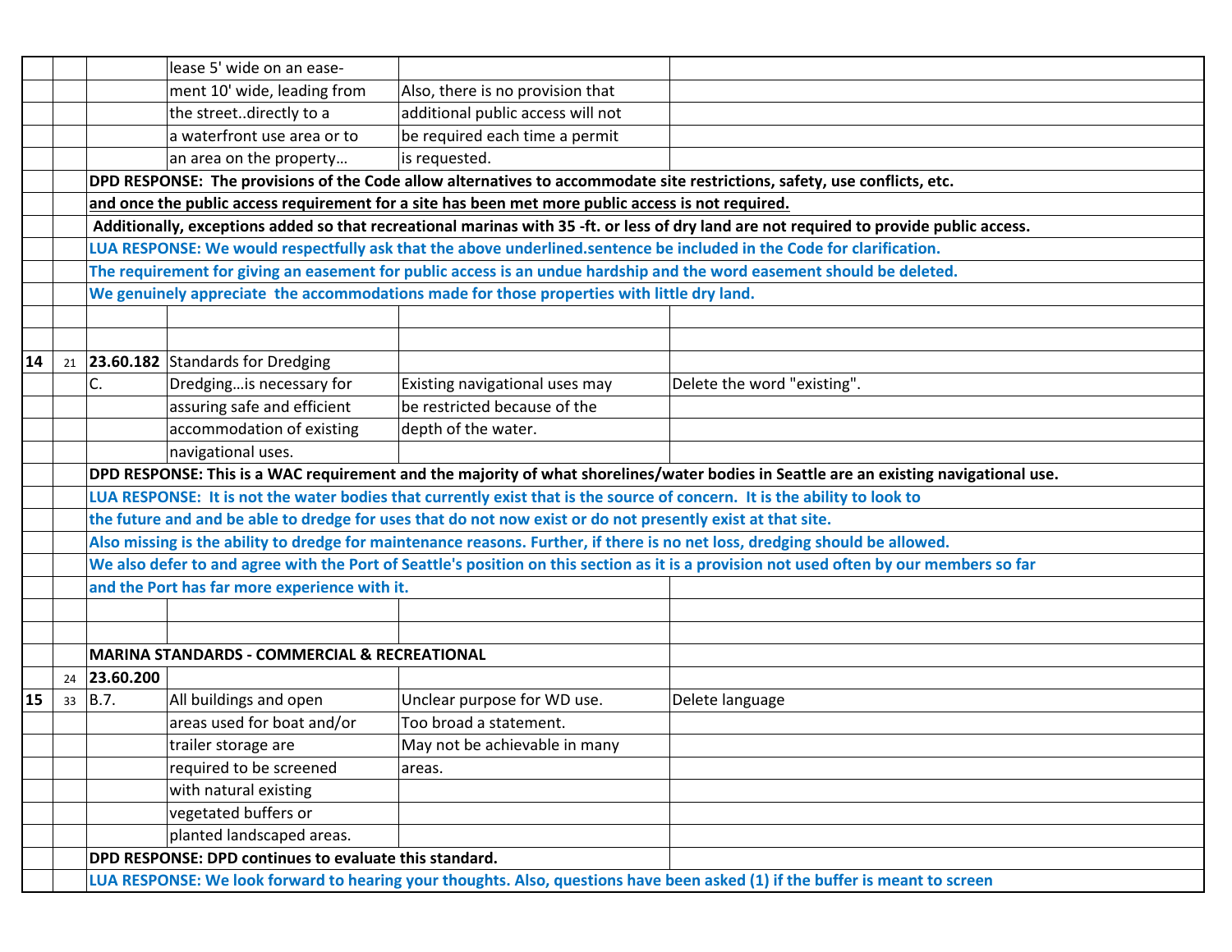| | | | | | |
|---|---|---|---|---|---|
| | | | lease 5' wide on an ease- | | |
| | | | ment 10' wide, leading from | Also, there is no provision that | |
| | | | the street..directly to a | additional public access will not | |
| | | | a waterfront use area or to | be required each time a permit | |
| | | | an area on the property… | is requested. | |
| | | **DPD RESPONSE: The provisions of the Code allow alternatives to accommodate site restrictions, safety, use conflicts, etc.** | | | |
| | | **<u>and once the public access requirement for a site has been met more public access is not required.</u>** | | | |
| | | **Additionally, exceptions added so that recreational marinas with 35 -ft. or less of dry land are not required to provide public access.** | | | |
| | | **LUA RESPONSE: We would respectfully ask that the above underlined.sentence be included in the Code for clarification.** | | | |
| | | **The requirement for giving an easement for public access is an undue hardship and the word easement should be deleted.** | | | |
| | | **We genuinely appreciate the accommodations made for those properties with little dry land.** | | | |
| | | | | | |
| | | | | | |
| **14** | 21 | **23.60.182** | Standards for Dredging | | |
| | | C. | Dredging…is necessary for | Existing navigational uses may | Delete the word "existing". |
| | | | assuring safe and efficient | be restricted because of the | |
| | | | accommodation of existing | depth of the water. | |
| | | | navigational uses. | | |
| | | **DPD RESPONSE: This is a WAC requirement and the majority of what shorelines/water bodies in Seattle are an existing navigational use.** | | | |
| | | **LUA RESPONSE: It is not the water bodies that currently exist that is the source of concern. It is the ability to look to** | | | |
| | | **the future and and be able to dredge for uses that do not now exist or do not presently exist at that site.** | | | |
| | | **Also missing is the ability to dredge for maintenance reasons. Further, if there is no net loss, dredging should be allowed.** | | | |
| | | **We also defer to and agree with the Port of Seattle's position on this section as it is a provision not used often by our members so far** | | | |
| | | **and the Port has far more experience with it.** | | | |
| | | | | | |
| | | | | | |
| | | **MARINA STANDARDS - COMMERCIAL & RECREATIONAL** | | | |
| | 24 | **23.60.200** | | | |
| **15** | 33 | B.7. | All buildings and open | Unclear purpose for WD use. | Delete language |
| | | | areas used for boat and/or | Too broad a statement. | |
| | | | trailer storage are | May not be achievable in many | |
| | | | required to be screened | areas. | |
| | | | with natural existing | | |
| | | | vegetated buffers or | | |
| | | | planted landscaped areas. | | |
| | | **DPD RESPONSE: DPD continues to evaluate this standard.** | | | |
| | | **LUA RESPONSE: We look forward to hearing your thoughts. Also, questions have been asked (1) if the buffer is meant to screen** | | | |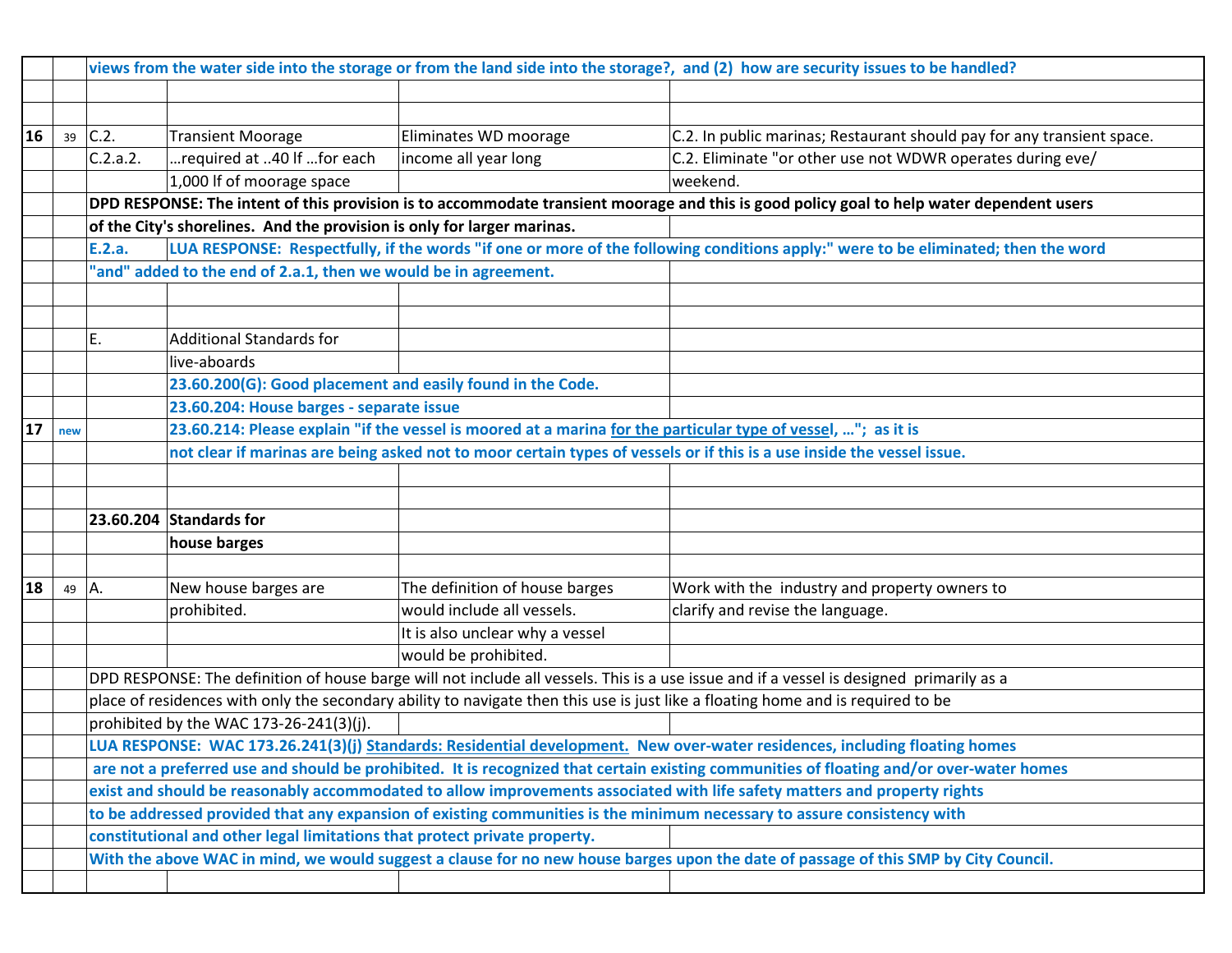| | | | | | |
|---|---|---|---|---|---|
| | | views from the water side into the storage or from the land side into the storage?, and (2) how are security issues to be handled? | | | |
| | | | | | |
| | | | | | |
| **16** | 39 | C.2. | Transient Moorage | Eliminates WD moorage | C.2. In public marinas; Restaurant should pay for any transient space. |
| | | C.2.a.2. | …required at ..40 lf …for each | income all year long | C.2. Eliminate "or other use not WDWR operates during eve/ |
| | | | 1,000 lf of moorage space | | weekend. |
| | | **DPD RESPONSE: The intent of this provision is to accommodate transient moorage and this is good policy goal to help water dependent users** | | | |
| | | **of the City's shorelines. And the provision is only for larger marinas.** | | | |
| | | **E.2.a.** | **LUA RESPONSE: Respectfully, if the words "if one or more of the following conditions apply:" were to be eliminated; then the word** | | |
| | | **"and" added to the end of 2.a.1, then we would be in agreement.** | | | |
| | | | | | |
| | | | | | |
| | | E. | Additional Standards for | | |
| | | | live-aboards | | |
| | | | **23.60.200(G): Good placement and easily found in the Code.** | | |
| | | | **23.60.204: House barges - separate issue** | | |
| **17** | new | | **23.60.214: Please explain "if the vessel is moored at a marina <u>for the particular type of vessel</u>, …"; as it is** | | |
| | | | **not clear if marinas are being asked not to moor certain types of vessels or if this is a use inside the vessel issue.** | | |
| | | | | | |
| | | | | | |
| | | **23.60.204** | **Standards for** | | |
| | | | **house barges** | | |
| | | | | | |
| **18** | 49 | A. | New house barges are | The definition of house barges | Work with the industry and property owners to |
| | | | prohibited. | would include all vessels. | clarify and revise the language. |
| | | | | It is also unclear why a vessel | |
| | | | | would be prohibited. | |
| | | DPD RESPONSE: The definition of house barge will not include all vessels. This is a use issue and if a vessel is designed primarily as a | | | |
| | | place of residences with only the secondary ability to navigate then this use is just like a floating home and is required to be | | | |
| | | prohibited by the WAC 173-26-241(3)(j). | | | |
| | | **LUA RESPONSE: WAC 173.26.241(3)(j) <u>Standards: Residential development.</u> New over-water residences, including floating homes** | | | |
| | | **are not a preferred use and should be prohibited. It is recognized that certain existing communities of floating and/or over-water homes** | | | |
| | | **exist and should be reasonably accommodated to allow improvements associated with life safety matters and property rights** | | | |
| | | **to be addressed provided that any expansion of existing communities is the minimum necessary to assure consistency with** | | | |
| | | **constitutional and other legal limitations that protect private property.** | | | |
| | | **With the above WAC in mind, we would suggest a clause for no new house barges upon the date of passage of this SMP by City Council.** | | | |
| | | | | | |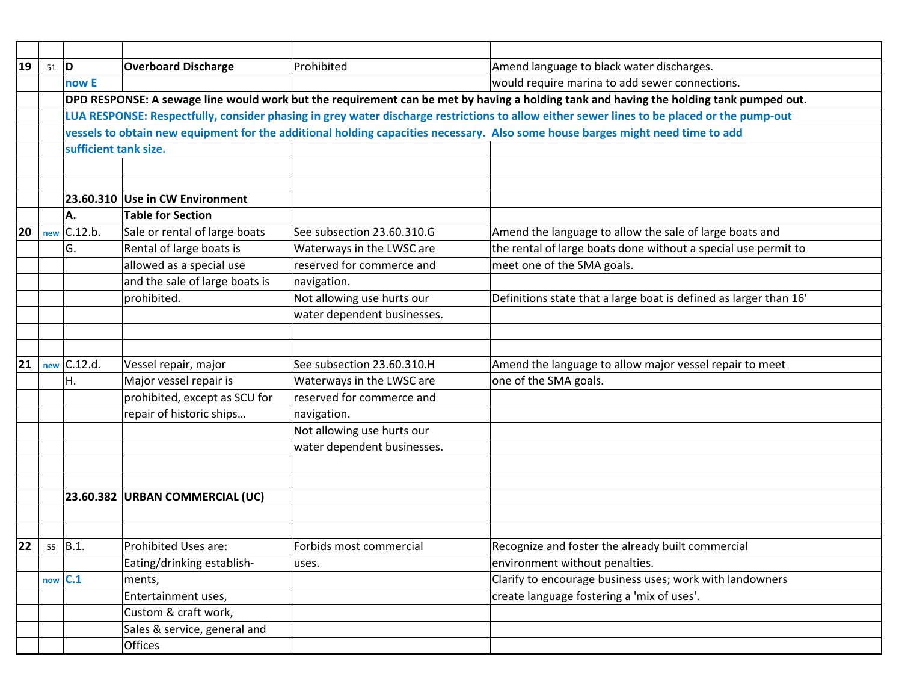| | | | | | |
|---|---|---|---|---|---|
| 19 | 51 | D | **Overboard Discharge** | Prohibited | Amend language to black water discharges. |
| | | now E | | | would require marina to add sewer connections. |
| | | **DPD RESPONSE: A sewage line would work but the requirement can be met by having a holding tank and having the holding tank pumped out.** | | | |
| | | **LUA RESPONSE: Respectfully, consider phasing in grey water discharge restrictions to allow either sewer lines to be placed or the pump-out vessels to obtain new equipment for the additional holding capacities necessary. Also some house barges might need time to add sufficient tank size.** | | | |
| | | | | | |
| | | | | | |
| | | **23.60.310** | **Use in CW Environment** | | |
| | | **A.** | **Table for Section** | | |
| 20 | new | C.12.b. | Sale or rental of large boats | See subsection 23.60.310.G | Amend the language to allow the sale of large boats and |
| | | G. | Rental of large boats is allowed as a special use and the sale of large boats is prohibited. | Waterways in the LWSC are reserved for commerce and navigation. | the rental of large boats done without a special use permit to meet one of the SMA goals. |
| | | | | Not allowing use hurts our water dependent businesses. | Definitions state that a large boat is defined as larger than 16' |
| | | | | | |
| | | | | | |
| 21 | new | C.12.d. | Vessel repair, major | See subsection 23.60.310.H | Amend the language to allow major vessel repair to meet |
| | | H. | Major vessel repair is prohibited, except as SCU for repair of historic ships… | Waterways in the LWSC are reserved for commerce and navigation. | one of the SMA goals. |
| | | | | Not allowing use hurts our water dependent businesses. | |
| | | | | | |
| | | | | | |
| | | **23.60.382** | **URBAN COMMERCIAL (UC)** | | |
| | | | | | |
| | | | | | |
| 22 | 55 | B.1. | Prohibited Uses are: | Forbids most commercial | Recognize and foster the already built commercial |
| | | | Eating/drinking establish-ments, | uses. | environment without penalties. |
| | now | C.1 | | | Clarify to encourage business uses; work with landowners |
| | | | Entertainment uses, | | create language fostering a 'mix of uses'. |
| | | | Custom & craft work, | | |
| | | | Sales & service, general and | | |
| | | | Offices | | |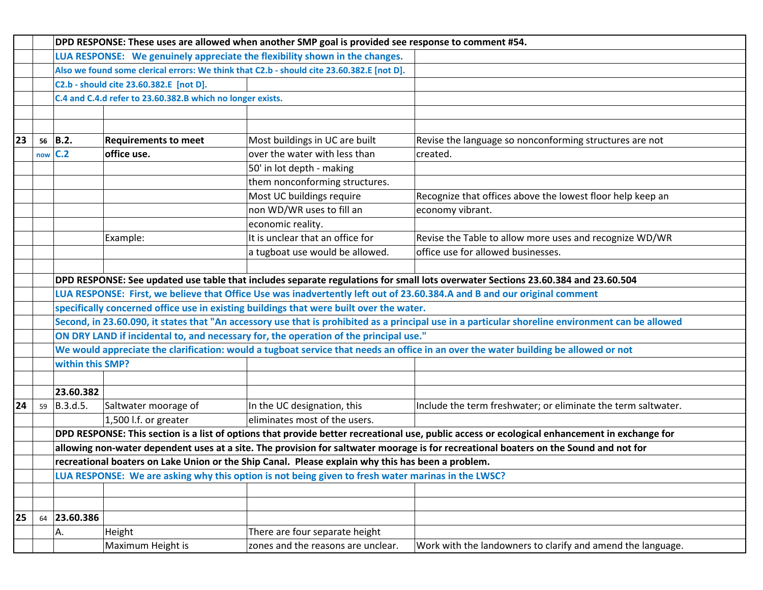| | | | | | |
|---|---|---|---|---|---|
| | | **DPD RESPONSE: These uses are allowed when another SMP goal is provided see response to comment #54.** | | | |
| | | **LUA RESPONSE: We genuinely appreciate the flexibility shown in the changes.** | | | |
| | | **Also we found some clerical errors: We think that C2.b - should cite 23.60.382.E [not D].** | | | |
| | | **C2.b - should cite 23.60.382.E [not D].** | | | |
| | | **C.4 and C.4.d refer to 23.60.382.B which no longer exists.** | | | |
| | | | | | |
| | | | | | |
| **23** | **56** | **B.2.** | **Requirements to meet** | Most buildings in UC are built | Revise the language so nonconforming structures are not |
| | **now** | **C.2** | **office use.** | over the water with less than | created. |
| | | | | 50' in lot depth - making | |
| | | | | them nonconforming structures. | |
| | | | | Most UC buildings require | Recognize that offices above the lowest floor help keep an |
| | | | | non WD/WR uses to fill an | economy vibrant. |
| | | | | economic reality. | |
| | | | Example: | It is unclear that an office for | Revise the Table to allow more uses and recognize WD/WR |
| | | | | a tugboat use would be allowed. | office use for allowed businesses. |
| | | | | | |
| | | **DPD RESPONSE: See updated use table that includes separate regulations for small lots overwater Sections 23.60.384 and 23.60.504** | | | |
| | | **LUA RESPONSE: First, we believe that Office Use was inadvertently left out of 23.60.384.A and B and our original comment** | | | |
| | | **specifically concerned office use in existing buildings that were built over the water.** | | | |
| | | **Second, in 23.60.090, it states that "An accessory use that is prohibited as a principal use in a particular shoreline environment can be allowed** | | | |
| | | **ON DRY LAND if incidental to, and necessary for, the operation of the principal use."** | | | |
| | | **We would appreciate the clarification: would a tugboat service that needs an office in an over the water building be allowed or not** | | | |
| | | **within this SMP?** | | | |
| | | | | | |
| | | **23.60.382** | | | |
| **24** | 59 | B.3.d.5. | Saltwater moorage of | In the UC designation, this | Include the term freshwater; or eliminate the term saltwater. |
| | | | 1,500 l.f. or greater | eliminates most of the users. | |
| | | **DPD RESPONSE: This section is a list of options that provide better recreational use, public access or ecological enhancement in exchange for** | | | |
| | | **allowing non-water dependent uses at a site. The provision for saltwater moorage is for recreational boaters on the Sound and not for** | | | |
| | | **recreational boaters on Lake Union or the Ship Canal. Please explain why this has been a problem.** | | | |
| | | **LUA RESPONSE: We are asking why this option is not being given to fresh water marinas in the LWSC?** | | | |
| | | | | | |
| | | | | | |
| **25** | 64 | **23.60.386** | | | |
| | | A. | Height | There are four separate height | |
| | | | Maximum Height is | zones and the reasons are unclear. | Work with the landowners to clarify and amend the language. |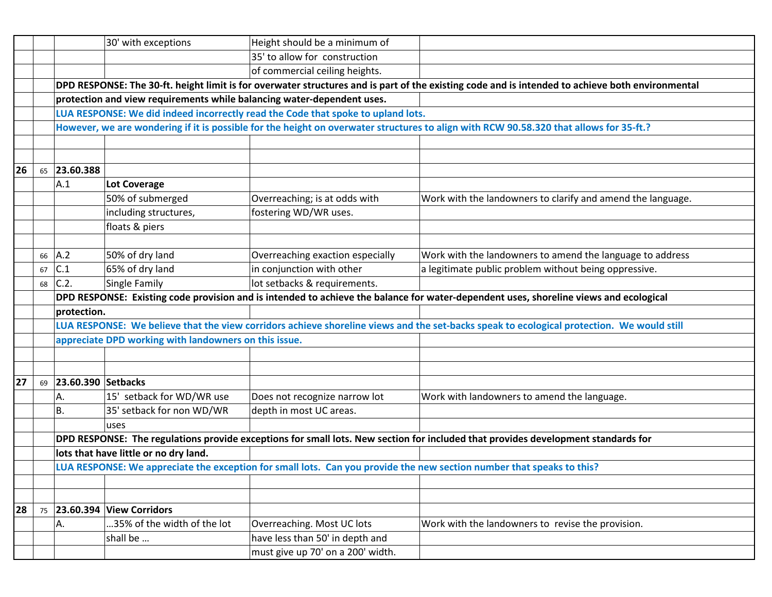| | | | | | |
|---|---|---|---|---|---|
| | | | 30' with exceptions | Height should be a minimum of | |
| | | | | 35' to allow for construction | |
| | | | | of commercial ceiling heights. | |
| | | **DPD RESPONSE: The 30-ft. height limit is for overwater structures and is part of the existing code and is intended to achieve both environmental** | | | |
| | | **protection and view requirements while balancing water-dependent uses.** | | | |
| | | **LUA RESPONSE: We did indeed incorrectly read the Code that spoke to upland lots.** | | | |
| | | **However, we are wondering if it is possible for the height on overwater structures to align with RCW 90.58.320 that allows for 35-ft.?** | | | |
| | | | | | |
| | | | | | |
| **26** | 65 | **23.60.388** | | | |
| | | A.1 | **Lot Coverage** | | |
| | | | 50% of submerged | Overreaching; is at odds with | Work with the landowners to clarify and amend the language. |
| | | | including structures, | fostering WD/WR uses. | |
| | | | floats & piers | | |
| | | | | | |
| | 66 | A.2 | 50% of dry land | Overreaching exaction especially | Work with the landowners to amend the language to address |
| | 67 | C.1 | 65% of dry land | in conjunction with other | a legitimate public problem without being oppressive. |
| | 68 | C.2. | Single Family | lot setbacks & requirements. | |
| | | **DPD RESPONSE: Existing code provision and is intended to achieve the balance for water-dependent uses, shoreline views and ecological** | | | |
| | | **protection.** | | | |
| | | **LUA RESPONSE: We believe that the view corridors achieve shoreline views and the set-backs speak to ecological protection. We would still** | | | |
| | | **appreciate DPD working with landowners on this issue.** | | | |
| | | | | | |
| | | | | | |
| **27** | 69 | **23.60.390** | **Setbacks** | | |
| | | A. | 15' setback for WD/WR use | Does not recognize narrow lot | Work with landowners to amend the language. |
| | | B. | 35' setback for non WD/WR | depth in most UC areas. | |
| | | | uses | | |
| | | **DPD RESPONSE: The regulations provide exceptions for small lots. New section for included that provides development standards for** | | | |
| | | **lots that have little or no dry land.** | | | |
| | | **LUA RESPONSE: We appreciate the exception for small lots. Can you provide the new section number that speaks to this?** | | | |
| | | | | | |
| | | | | | |
| **28** | 75 | **23.60.394** | **View Corridors** | | |
| | | A. | …35% of the width of the lot | Overreaching. Most UC lots | Work with the landowners to revise the provision. |
| | | | shall be … | have less than 50' in depth and | |
| | | | | must give up 70' on a 200' width. | |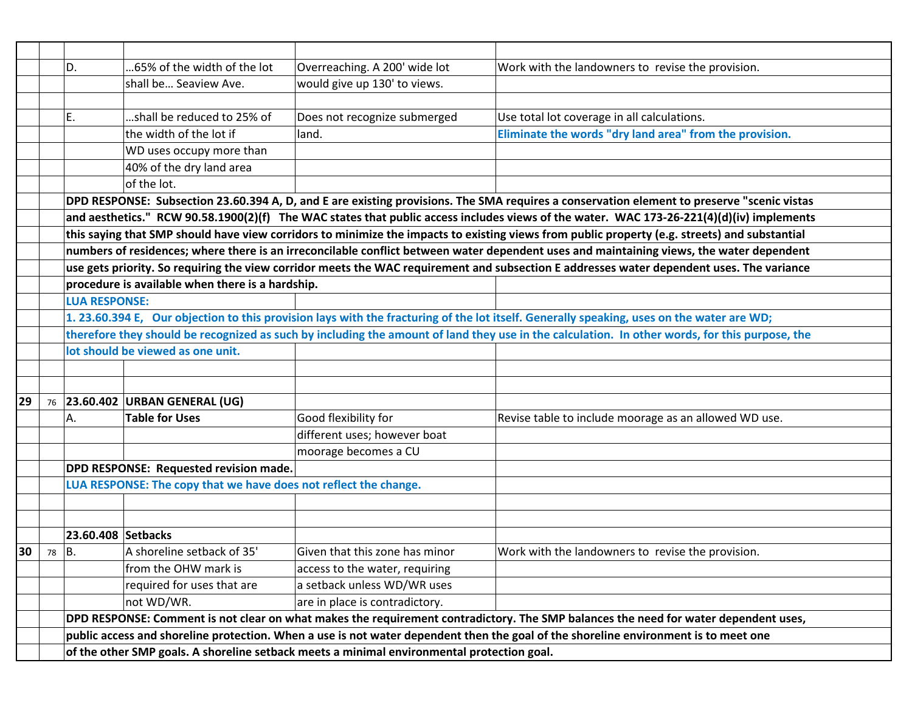| | | | | | |
|---|---|---|---|---|---|
| | | D. | …65% of the width of the lot shall be… Seaview Ave. | Overreaching. A 200' wide lot would give up 130' to views. | Work with the landowners to revise the provision. |
| | | E. | …shall be reduced to 25% of the width of the lot if WD uses occupy more than 40% of the dry land area of the lot. | Does not recognize submerged land. | Use total lot coverage in all calculations. **Eliminate the words "dry land area" from the provision.** |
| | | **DPD RESPONSE: Subsection 23.60.394 A, D, and E are existing provisions. The SMA requires a conservation element to preserve "scenic vistas and aesthetics." RCW 90.58.1900(2)(f) The WAC states that public access includes views of the water. WAC 173-26-221(4)(d)(iv) implements this saying that SMP should have view corridors to minimize the impacts to existing views from public property (e.g. streets) and substantial numbers of residences; where there is an irreconcilable conflict between water dependent uses and maintaining views, the water dependent use gets priority. So requiring the view corridor meets the WAC requirement and subsection E addresses water dependent uses. The variance procedure is available when there is a hardship.** | | | |
| | | **LUA RESPONSE:** | | | |
| | | **1. 23.60.394 E, Our objection to this provision lays with the fracturing of the lot itself. Generally speaking, uses on the water are WD; therefore they should be recognized as such by including the amount of land they use in the calculation. In other words, for this purpose, the lot should be viewed as one unit.** | | | |
| | | | | | |
| **29** | 76 | **23.60.402** | **URBAN GENERAL (UG)** | | |
| | | A. | **Table for Uses** | Good flexibility for different uses; however boat moorage becomes a CU | Revise table to include moorage as an allowed WD use. |
| | | **DPD RESPONSE: Requested revision made.** | | | |
| | | **LUA RESPONSE: The copy that we have does not reflect the change.** | | | |
| | | | | | |
| | | **23.60.408** | **Setbacks** | | |
| **30** | 78 | B. | A shoreline setback of 35' from the OHW mark is required for uses that are not WD/WR. | Given that this zone has minor access to the water, requiring a setback unless WD/WR uses are in place is contradictory. | Work with the landowners to revise the provision. |
| | | **DPD RESPONSE: Comment is not clear on what makes the requirement contradictory. The SMP balances the need for water dependent uses, public access and shoreline protection. When a use is not water dependent then the goal of the shoreline environment is to meet one of the other SMP goals. A shoreline setback meets a minimal environmental protection goal.** | | | |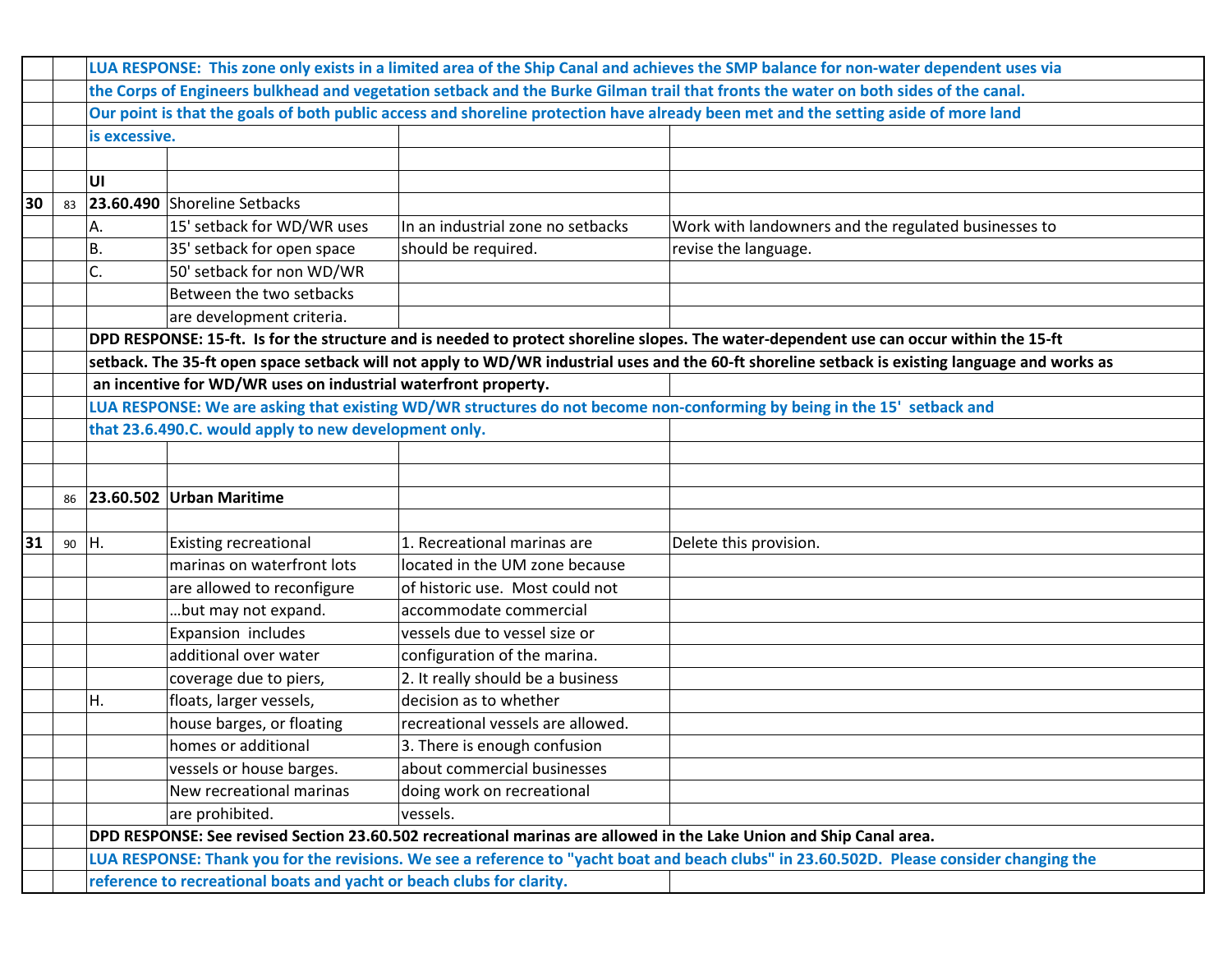| | | | | | |
|---|---|---|---|---|---|
| | | **LUA RESPONSE: This zone only exists in a limited area of the Ship Canal and achieves the SMP balance for non-water dependent uses via the Corps of Engineers bulkhead and vegetation setback and the Burke Gilman trail that fronts the water on both sides of the canal. Our point is that the goals of both public access and shoreline protection have already been met and the setting aside of more land is excessive.** | | | |
| | | | | | |
| | | **UI** | | | |
| **30** | 83 | **23.60.490** | Shoreline Setbacks | | |
| | | A. | 15' setback for WD/WR uses | In an industrial zone no setbacks | Work with landowners and the regulated businesses to |
| | | B. | 35' setback for open space | should be required. | revise the language. |
| | | C. | 50' setback for non WD/WR | | |
| | | | Between the two setbacks | | |
| | | | are development criteria. | | |
| | | **DPD RESPONSE: 15-ft. Is for the structure and is needed to protect shoreline slopes. The water-dependent use can occur within the 15-ft setback. The 35-ft open space setback will not apply to WD/WR industrial uses and the 60-ft shoreline setback is existing language and works as an incentive for WD/WR uses on industrial waterfront property.** | | | |
| | | **LUA RESPONSE: We are asking that existing WD/WR structures do not become non-conforming by being in the 15' setback and that 23.6.490.C. would apply to new development only.** | | | |
| | | | | | |
| | | | | | |
| | 86 | **23.60.502** | **Urban Maritime** | | |
| | | | | | |
| **31** | 90 | H. | Existing recreational | 1. Recreational marinas are | Delete this provision. |
| | | | marinas on waterfront lots | located in the UM zone because | |
| | | | are allowed to reconfigure | of historic use. Most could not | |
| | | | …but may not expand. | accommodate commercial | |
| | | | Expansion includes | vessels due to vessel size or | |
| | | | additional over water | configuration of the marina. | |
| | | | coverage due to piers, | 2. It really should be a business | |
| | | H. | floats, larger vessels, | decision as to whether | |
| | | | house barges, or floating | recreational vessels are allowed. | |
| | | | homes or additional | 3. There is enough confusion | |
| | | | vessels or house barges. | about commercial businesses | |
| | | | New recreational marinas | doing work on recreational | |
| | | | are prohibited. | vessels. | |
| | | **DPD RESPONSE: See revised Section 23.60.502 recreational marinas are allowed in the Lake Union and Ship Canal area.** | | | |
| | | **LUA RESPONSE: Thank you for the revisions. We see a reference to "yacht boat and beach clubs" in 23.60.502D. Please consider changing the reference to recreational boats and yacht or beach clubs for clarity.** | | | |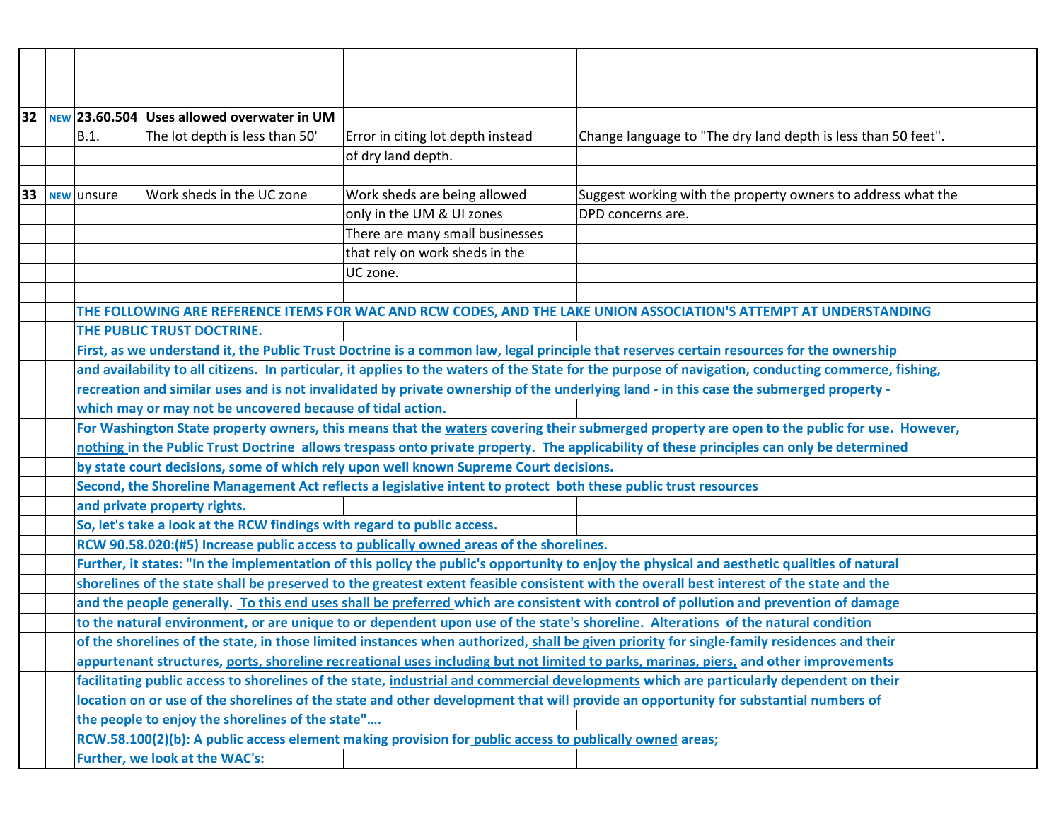| | | | | | |
|---|---|---|---|---|---|
| | | | | | |
| | | | | | |
| | | | | | |
| **32** | NEW | **23.60.504** | **Uses allowed overwater in UM** | | |
| | | B.1. | The lot depth is less than 50' | Error in citing lot depth instead of dry land depth. | Change language to "The dry land depth is less than 50 feet". |
| | | | | | |
| **33** | NEW | unsure | Work sheds in the UC zone | Work sheds are being allowed only in the UM & UI zones There are many small businesses that rely on work sheds in the UC zone. | Suggest working with the property owners to address what the DPD concerns are. |
| | | | | | |

**THE FOLLOWING ARE REFERENCE ITEMS FOR WAC AND RCW CODES, AND THE LAKE UNION ASSOCIATION'S ATTEMPT AT UNDERSTANDING THE PUBLIC TRUST DOCTRINE.**

**First, as we understand it, the Public Trust Doctrine is a common law, legal principle that reserves certain resources for the ownership and availability to all citizens. In particular, it applies to the waters of the State for the purpose of navigation, conducting commerce, fishing, recreation and similar uses and is not invalidated by private ownership of the underlying land - in this case the submerged property - which may or may not be uncovered because of tidal action.**

**For Washington State property owners, this means that the <u>waters</u> covering their submerged property are open to the public for use. However, <u>nothing</u> in the Public Trust Doctrine allows trespass onto private property. The applicability of these principles can only be determined by state court decisions, some of which rely upon well known Supreme Court decisions.**

**Second, the Shoreline Management Act reflects a legislative intent to protect both these public trust resources and private property rights.**

**So, let's take a look at the RCW findings with regard to public access.**

**RCW 90.58.020:(#5) Increase public access to <u>publically owned</u> areas of the shorelines.**

**Further, it states: "In the implementation of this policy the public's opportunity to enjoy the physical and aesthetic qualities of natural shorelines of the state shall be preserved to the greatest extent feasible consistent with the overall best interest of the state and the and the people generally. <u>To this end uses shall be preferred</u> which are consistent with control of pollution and prevention of damage to the natural environment, or are unique to or dependent upon use of the state's shoreline. Alterations of the natural condition of the shorelines of the state, in those limited instances when authorized, <u>shall be given priority</u> for single-family residences and their appurtenant structures, <u>ports, shoreline recreational uses including but not limited to parks, marinas, piers,</u> and other improvements facilitating public access to shorelines of the state, <u>industrial and commercial developments</u> which are particularly dependent on their location on or use of the shorelines of the state and other development that will provide an opportunity for substantial numbers of the people to enjoy the shorelines of the state"….**

**RCW.58.100(2)(b): A public access element making provision for <u>public access to publically owned</u> areas;**

**Further, we look at the WAC's:**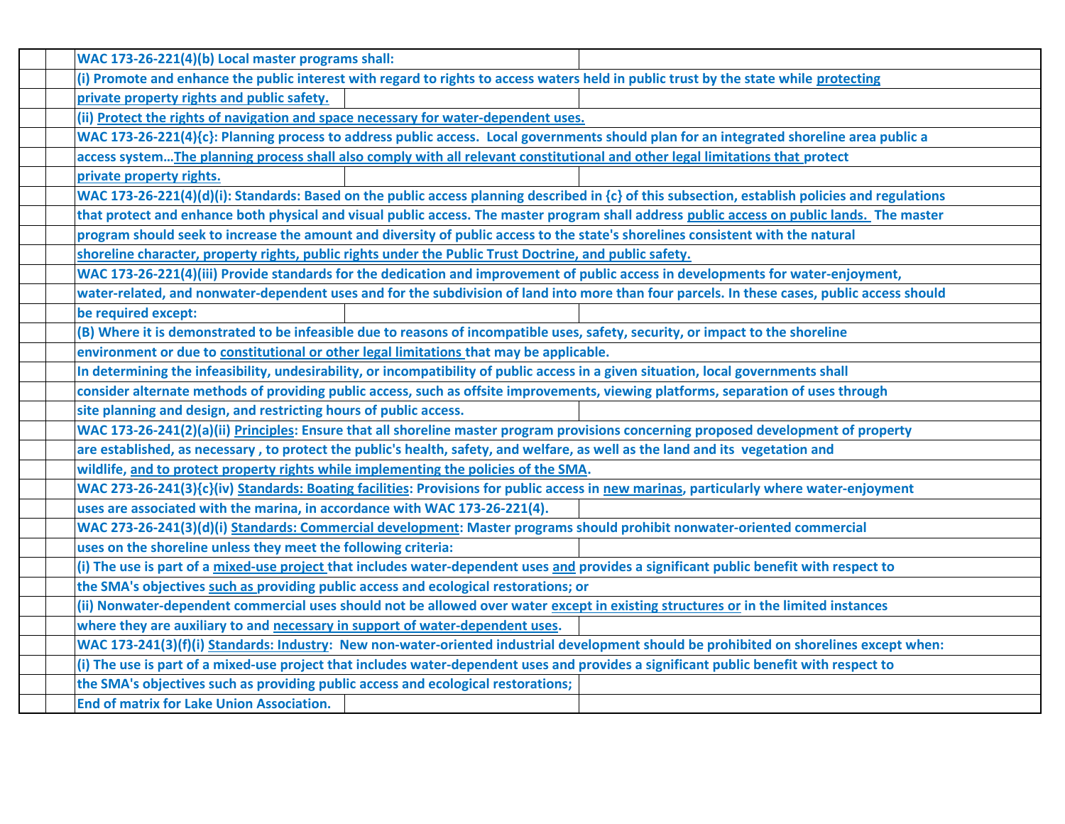| | | | | |
|---|---|---|---|---|
| | | **WAC 173-26-221(4)(b) Local master programs shall:** | | |
| | | **(i) Promote and enhance the public interest with regard to rights to access waters held in public trust by the state while protecting** | | |
| | | **private property rights and public safety.** | | |
| | | **(ii) Protect the rights of navigation and space necessary for water-dependent uses.** | | |
| | | **WAC 173-26-221(4){c}: Planning process to address public access. Local governments should plan for an integrated shoreline area public a** | | |
| | | **access system…The planning process shall also comply with all relevant constitutional and other legal limitations that protect** | | |
| | | **private property rights.** | | |
| | | **WAC 173-26-221(4)(d)(i): Standards: Based on the public access planning described in {c} of this subsection, establish policies and regulations** | | |
| | | **that protect and enhance both physical and visual public access. The master program shall address public access on public lands. The master** | | |
| | | **program should seek to increase the amount and diversity of public access to the state's shorelines consistent with the natural** | | |
| | | **shoreline character, property rights, public rights under the Public Trust Doctrine, and public safety.** | | |
| | | **WAC 173-26-221(4)(iii) Provide standards for the dedication and improvement of public access in developments for water-enjoyment,** | | |
| | | **water-related, and nonwater-dependent uses and for the subdivision of land into more than four parcels. In these cases, public access should** | | |
| | | **be required except:** | | |
| | | **(B) Where it is demonstrated to be infeasible due to reasons of incompatible uses, safety, security, or impact to the shoreline** | | |
| | | **environment or due to constitutional or other legal limitations that may be applicable.** | | |
| | | **In determining the infeasibility, undesirability, or incompatibility of public access in a given situation, local governments shall** | | |
| | | **consider alternate methods of providing public access, such as offsite improvements, viewing platforms, separation of uses through** | | |
| | | **site planning and design, and restricting hours of public access.** | | |
| | | **WAC 173-26-241(2)(a)(ii) Principles: Ensure that all shoreline master program provisions concerning proposed development of property** | | |
| | | **are established, as necessary , to protect the public's health, safety, and welfare, as well as the land and its vegetation and** | | |
| | | **wildlife, and to protect property rights while implementing the policies of the SMA.** | | |
| | | **WAC 273-26-241(3){c}(iv) Standards: Boating facilities: Provisions for public access in new marinas, particularly where water-enjoyment** | | |
| | | **uses are associated with the marina, in accordance with WAC 173-26-221(4).** | | |
| | | **WAC 273-26-241(3)(d)(i) Standards: Commercial development: Master programs should prohibit nonwater-oriented commercial** | | |
| | | **uses on the shoreline unless they meet the following criteria:** | | |
| | | **(i) The use is part of a mixed-use project that includes water-dependent uses and provides a significant public benefit with respect to** | | |
| | | **the SMA's objectives such as providing public access and ecological restorations; or** | | |
| | | **(ii) Nonwater-dependent commercial uses should not be allowed over water except in existing structures or in the limited instances** | | |
| | | **where they are auxiliary to and necessary in support of water-dependent uses.** | | |
| | | **WAC 173-241(3)(f)(i) Standards: Industry: New non-water-oriented industrial development should be prohibited on shorelines except when:** | | |
| | | **(i) The use is part of a mixed-use project that includes water-dependent uses and provides a significant public benefit with respect to** | | |
| | | **the SMA's objectives such as providing public access and ecological restorations;** | | |
| | | **End of matrix for Lake Union Association.** | | |